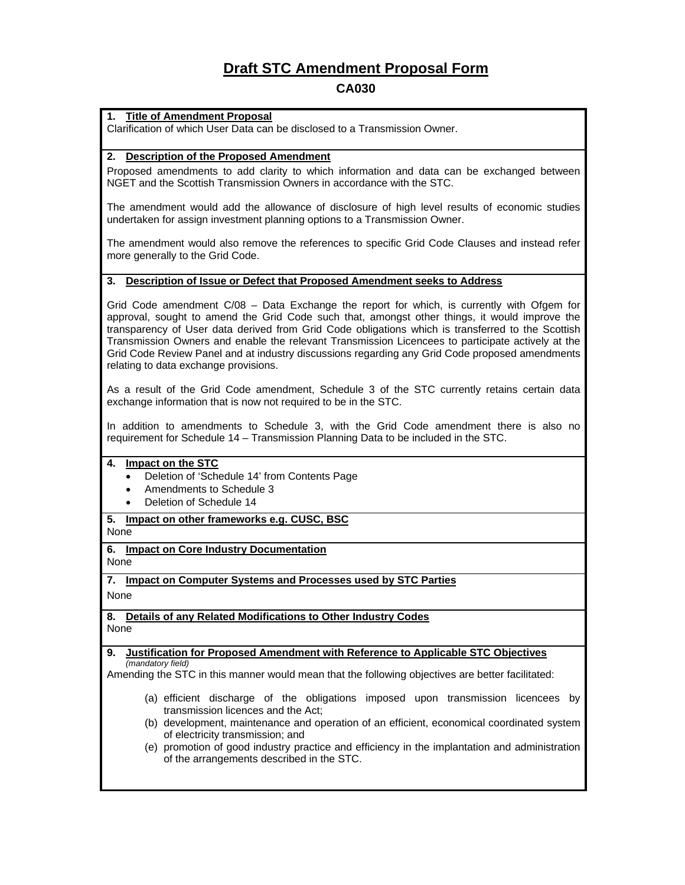# Draft STC Amendment Proposal Form

## CA030

### 1. Title of Amendment Proposal

Clarification of which User Data can be disclosed to a Transmission Owner.

### 2. Description of the Proposed Amendment

Proposed amendments to add clarity to which information and data can be exchanged between NGET and the Scottish Transmission Owners in accordance with the STC.

The amendment would add the allowance of disclosure of high level results of economic studies undertaken for assign investment planning options to a Transmission Owner.

The amendment would also remove the references to specific Grid Code Clauses and instead refer more generally to the Grid Code.

### 3. Description of Issue or Defect that Proposed Amendment seeks to Address

Grid Code amendment C/08 – Data Exchange the report for which, is currently with Ofgem for approval, sought to amend the Grid Code such that, amongst other things, it would improve the transparency of User data derived from Grid Code obligations which is transferred to the Scottish Transmission Owners and enable the relevant Transmission Licencees to participate actively at the Grid Code Review Panel and at industry discussions regarding any Grid Code proposed amendments relating to data exchange provisions.

As a result of the Grid Code amendment, Schedule 3 of the STC currently retains certain data exchange information that is now not required to be in the STC.

In addition to amendments to Schedule 3, with the Grid Code amendment there is also no requirement for Schedule 14 – Transmission Planning Data to be included in the STC.

### 4. Impact on the STC

- Deletion of 'Schedule 14' from Contents Page
- Amendments to Schedule 3
- Deletion of Schedule 14

### 5. Impact on other frameworks e.g. CUSC, BSC

None

### 6. Impact on Core Industry Documentation

None

### 7. Impact on Computer Systems and Processes used by STC Parties

None

### 8. Details of any Related Modifications to Other Industry Codes

None

### 9. Justification for Proposed Amendment with Reference to Applicable STC Objectives

*(mandatory field)*

Amending the STC in this manner would mean that the following objectives are better facilitated:

(a) efficient discharge of the obligations imposed upon transmission licencees by transmission licences and the Act;

(b) development, maintenance and operation of an efficient, economical coordinated system of electricity transmission; and

(e) promotion of good industry practice and efficiency in the implantation and administration of the arrangements described in the STC.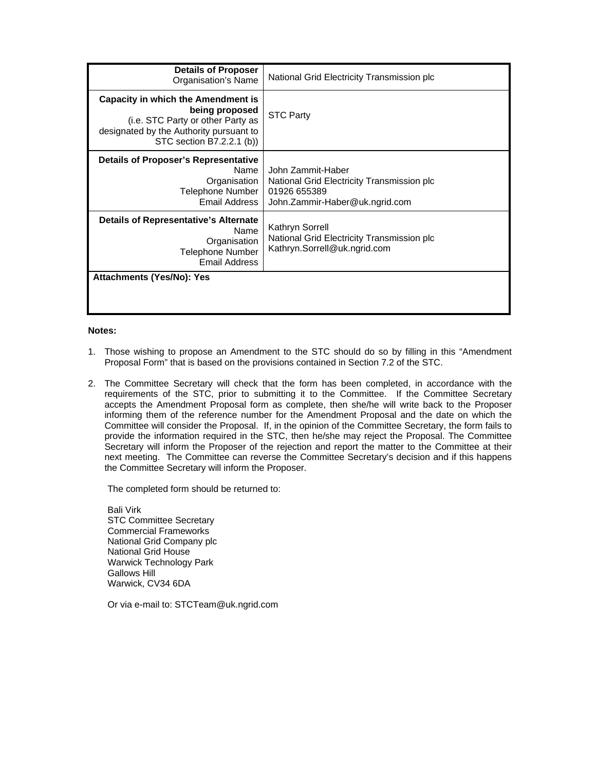| | |
|---|---|
| **Details of Proposer**<br>Organisation's Name | National Grid Electricity Transmission plc |
| **Capacity in which the Amendment is being proposed**<br>(i.e. STC Party or other Party as designated by the Authority pursuant to STC section B7.2.2.1 (b)) | STC Party |
| **Details of Proposer's Representative**<br>Name<br>Organisation<br>Telephone Number<br>Email Address | John Zammit-Haber<br>National Grid Electricity Transmission plc<br>01926 655389<br>John.Zammir-Haber@uk.ngrid.com |
| **Details of Representative's Alternate**<br>Name<br>Organisation<br>Telephone Number<br>Email Address | Kathryn Sorrell<br>National Grid Electricity Transmission plc<br>Kathryn.Sorrell@uk.ngrid.com |
| **Attachments (Yes/No): Yes** | |

**Notes:**

1. Those wishing to propose an Amendment to the STC should do so by filling in this "Amendment Proposal Form" that is based on the provisions contained in Section 7.2 of the STC.

2. The Committee Secretary will check that the form has been completed, in accordance with the requirements of the STC, prior to submitting it to the Committee. If the Committee Secretary accepts the Amendment Proposal form as complete, then she/he will write back to the Proposer informing them of the reference number for the Amendment Proposal and the date on which the Committee will consider the Proposal. If, in the opinion of the Committee Secretary, the form fails to provide the information required in the STC, then he/she may reject the Proposal. The Committee Secretary will inform the Proposer of the rejection and report the matter to the Committee at their next meeting. The Committee can reverse the Committee Secretary's decision and if this happens the Committee Secretary will inform the Proposer.

   The completed form should be returned to:

   Bali Virk
   STC Committee Secretary
   Commercial Frameworks
   National Grid Company plc
   National Grid House
   Warwick Technology Park
   Gallows Hill
   Warwick, CV34 6DA

   Or via e-mail to: STCTeam@uk.ngrid.com